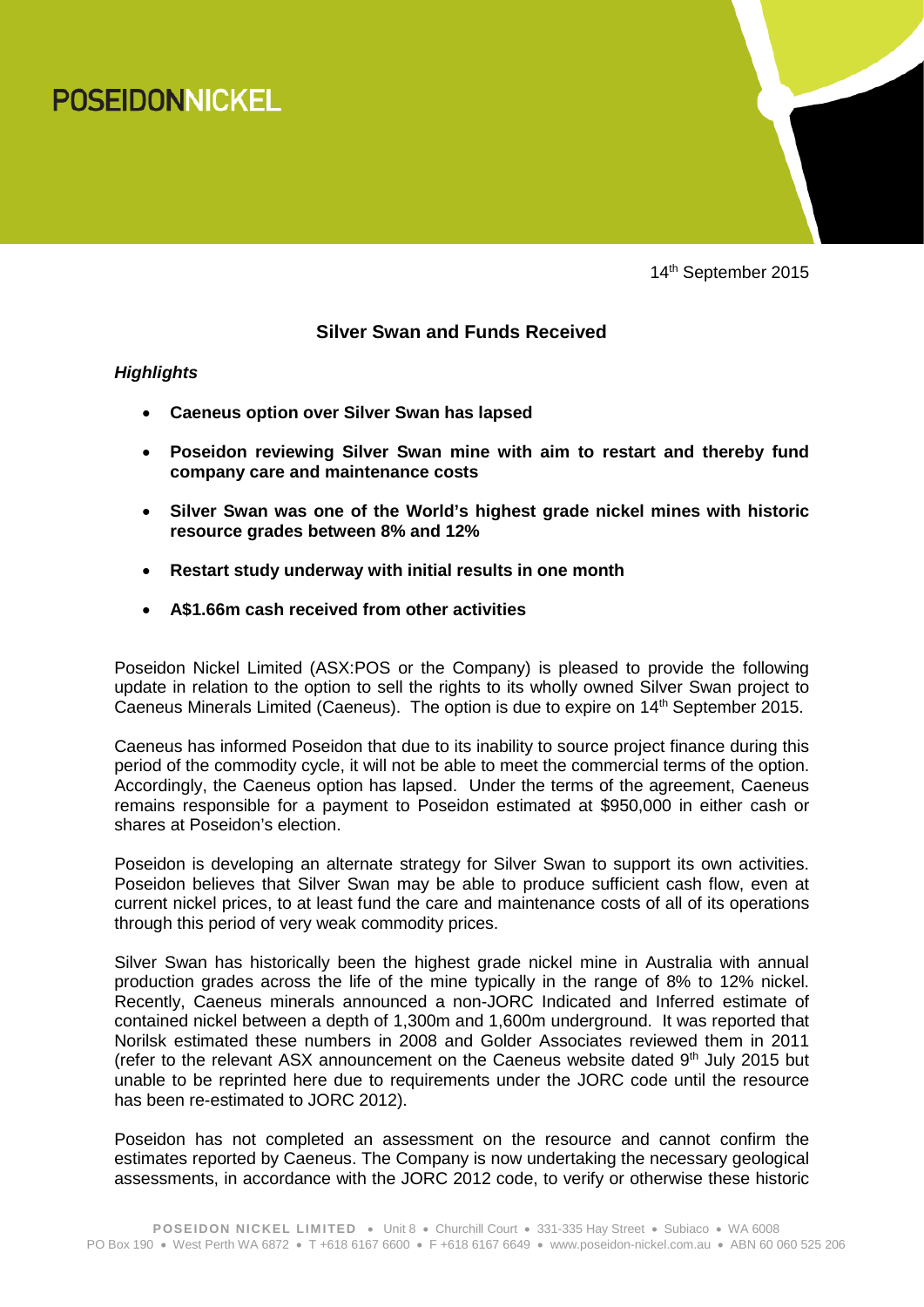# POSEIDONNICKEL

14th September 2015

## Silver Swan and Funds Received

***Highlights***

- **Caeneus option over Silver Swan has lapsed**
- **Poseidon reviewing Silver Swan mine with aim to restart and thereby fund company care and maintenance costs**
- **Silver Swan was one of the World's highest grade nickel mines with historic resource grades between 8% and 12%**
- **Restart study underway with initial results in one month**
- **A$1.66m cash received from other activities**

Poseidon Nickel Limited (ASX:POS or the Company) is pleased to provide the following update in relation to the option to sell the rights to its wholly owned Silver Swan project to Caeneus Minerals Limited (Caeneus). The option is due to expire on 14th September 2015.

Caeneus has informed Poseidon that due to its inability to source project finance during this period of the commodity cycle, it will not be able to meet the commercial terms of the option. Accordingly, the Caeneus option has lapsed. Under the terms of the agreement, Caeneus remains responsible for a payment to Poseidon estimated at $950,000 in either cash or shares at Poseidon's election.

Poseidon is developing an alternate strategy for Silver Swan to support its own activities. Poseidon believes that Silver Swan may be able to produce sufficient cash flow, even at current nickel prices, to at least fund the care and maintenance costs of all of its operations through this period of very weak commodity prices.

Silver Swan has historically been the highest grade nickel mine in Australia with annual production grades across the life of the mine typically in the range of 8% to 12% nickel. Recently, Caeneus minerals announced a non-JORC Indicated and Inferred estimate of contained nickel between a depth of 1,300m and 1,600m underground. It was reported that Norilsk estimated these numbers in 2008 and Golder Associates reviewed them in 2011 (refer to the relevant ASX announcement on the Caeneus website dated 9th July 2015 but unable to be reprinted here due to requirements under the JORC code until the resource has been re-estimated to JORC 2012).

Poseidon has not completed an assessment on the resource and cannot confirm the estimates reported by Caeneus. The Company is now undertaking the necessary geological assessments, in accordance with the JORC 2012 code, to verify or otherwise these historic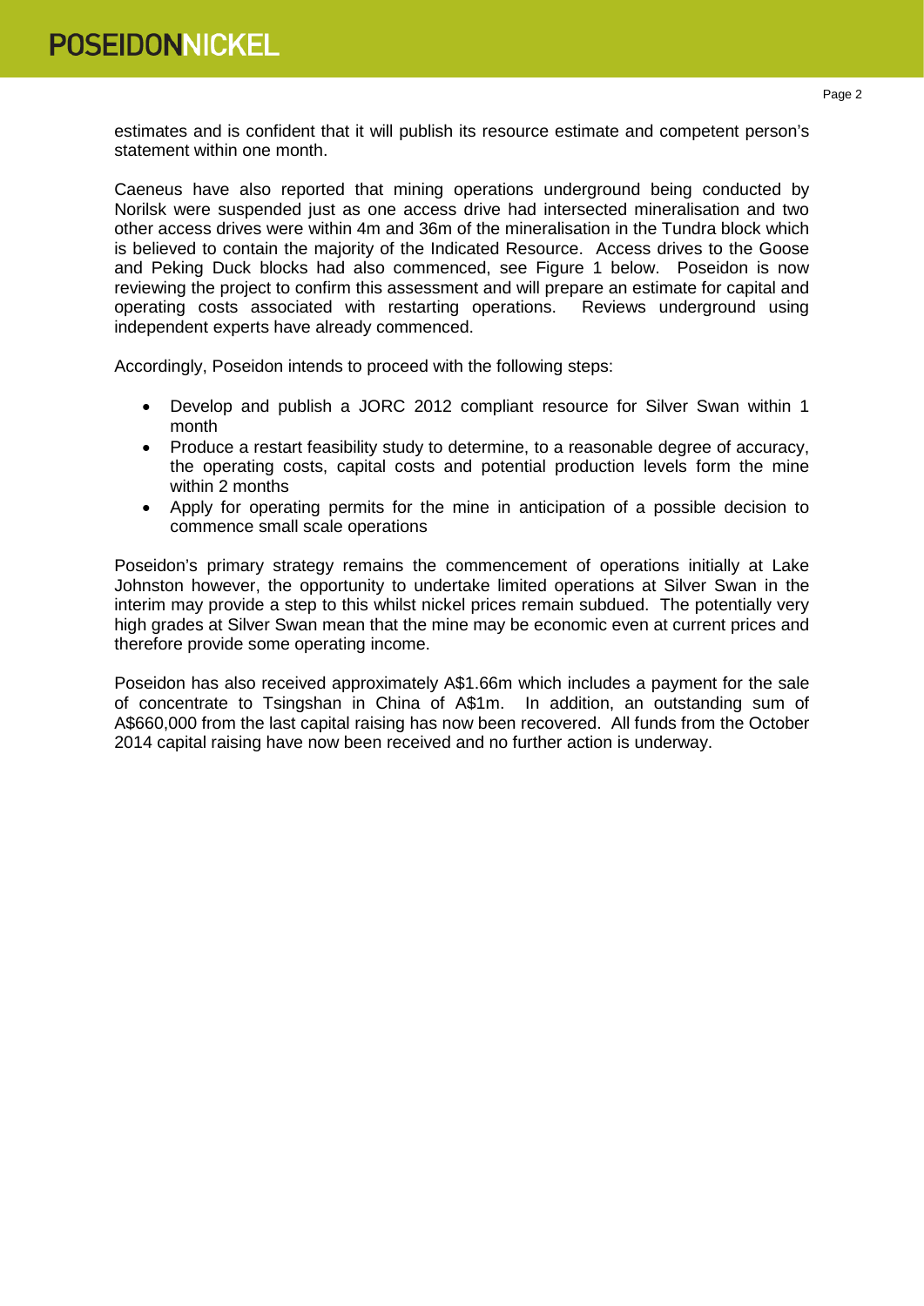estimates and is confident that it will publish its resource estimate and competent person's statement within one month.

Caeneus have also reported that mining operations underground being conducted by Norilsk were suspended just as one access drive had intersected mineralisation and two other access drives were within 4m and 36m of the mineralisation in the Tundra block which is believed to contain the majority of the Indicated Resource. Access drives to the Goose and Peking Duck blocks had also commenced, see Figure 1 below. Poseidon is now reviewing the project to confirm this assessment and will prepare an estimate for capital and operating costs associated with restarting operations. Reviews underground using independent experts have already commenced.

Accordingly, Poseidon intends to proceed with the following steps:

- Develop and publish a JORC 2012 compliant resource for Silver Swan within 1 month
- Produce a restart feasibility study to determine, to a reasonable degree of accuracy, the operating costs, capital costs and potential production levels form the mine within 2 months
- Apply for operating permits for the mine in anticipation of a possible decision to commence small scale operations

Poseidon's primary strategy remains the commencement of operations initially at Lake Johnston however, the opportunity to undertake limited operations at Silver Swan in the interim may provide a step to this whilst nickel prices remain subdued. The potentially very high grades at Silver Swan mean that the mine may be economic even at current prices and therefore provide some operating income.

Poseidon has also received approximately A$1.66m which includes a payment for the sale of concentrate to Tsingshan in China of A$1m. In addition, an outstanding sum of A$660,000 from the last capital raising has now been recovered. All funds from the October 2014 capital raising have now been received and no further action is underway.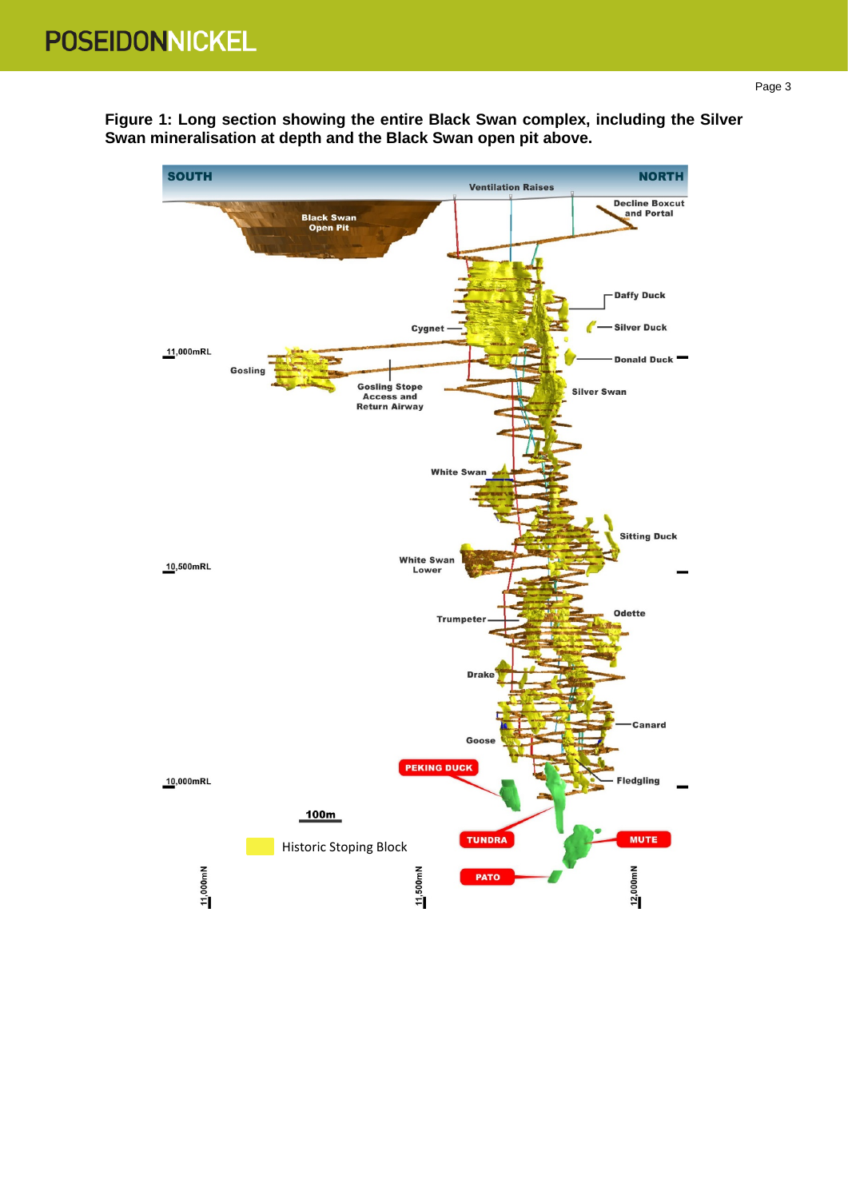**Figure 1: Long section showing the entire Black Swan complex, including the Silver Swan mineralisation at depth and the Black Swan open pit above.**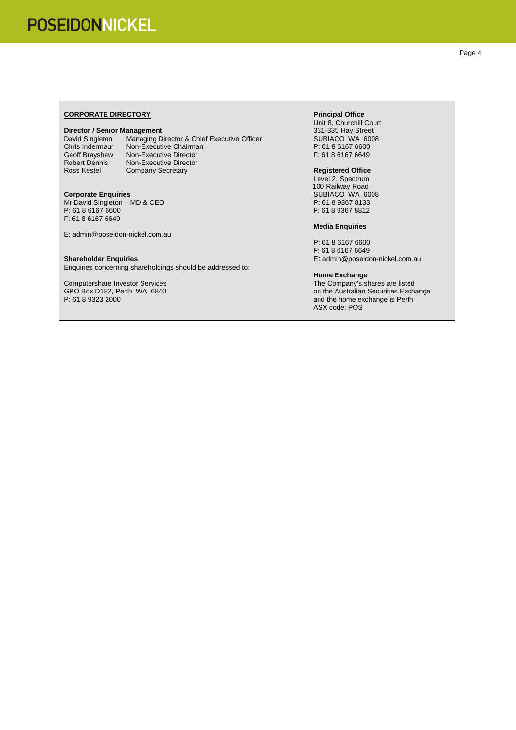## CORPORATE DIRECTORY

**Director / Senior Management**

| | |
|---|---|
| David Singleton | Managing Director & Chief Executive Officer |
| Chris Indermaur | Non-Executive Chairman |
| Geoff Brayshaw | Non-Executive Director |
| Robert Dennis | Non-Executive Director |
| Ross Kestel | Company Secretary |

**Corporate Enquiries**
Mr David Singleton – MD & CEO
P: 61 8 6167 6600
F: 61 8 6167 6649

E: admin@poseidon-nickel.com.au

**Shareholder Enquiries**
Enquiries concerning shareholdings should be addressed to:

Computershare Investor Services
GPO Box D182, Perth WA 6840
P: 61 8 9323 2000

**Principal Office**
Unit 8, Churchill Court
331-335 Hay Street
SUBIACO WA 6008
P: 61 8 6167 6600
F: 61 8 6167 6649

**Registered Office**
Level 2, Spectrum
100 Railway Road
SUBIACO WA 6008
P: 61 8 9367 8133
F: 61 8 9367 8812

**Media Enquiries**

P: 61 8 6167 6600
F: 61 8 6167 6649
E: admin@poseidon-nickel.com.au

**Home Exchange**
The Company's shares are listed on the Australian Securities Exchange and the home exchange is Perth
ASX code: POS